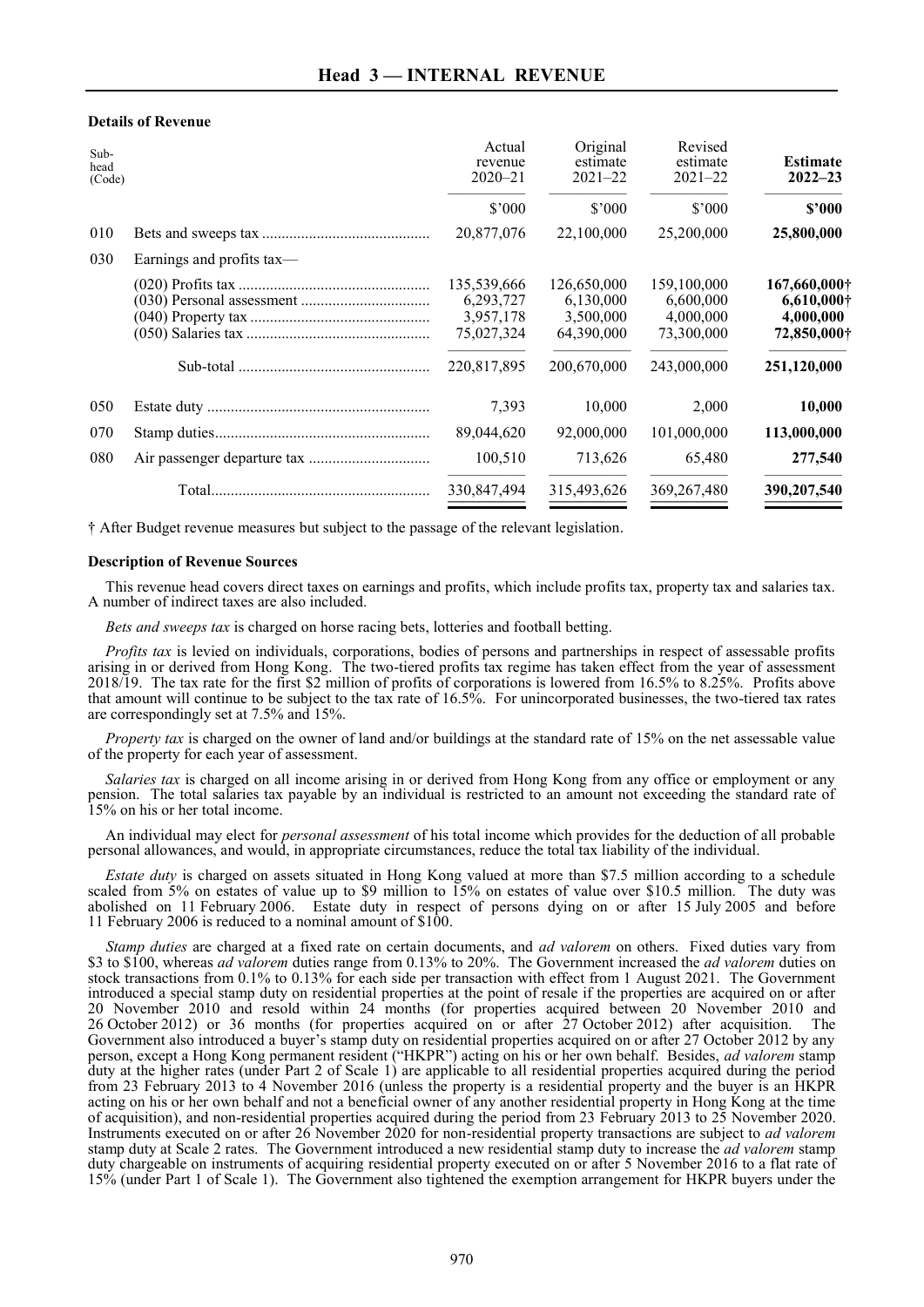# Head 3 — INTERNAL REVENUE

**Details of Revenue**

| Sub-head (Code) | | Actual revenue 2020–21 | Original estimate 2021–22 | Revised estimate 2021–22 | **Estimate 2022–23** |
|---|---|---|---|---|---|
| | | $'000 | $'000 | $'000 | **$'000** |
| 010 | Bets and sweeps tax | 20,877,076 | 22,100,000 | 25,200,000 | **25,800,000** |
| 030 | Earnings and profits tax— | | | | |
| | (020) Profits tax | 135,539,666 | 126,650,000 | 159,100,000 | **167,660,000†** |
| | (030) Personal assessment | 6,293,727 | 6,130,000 | 6,600,000 | **6,610,000†** |
| | (040) Property tax | 3,957,178 | 3,500,000 | 4,000,000 | **4,000,000** |
| | (050) Salaries tax | 75,027,324 | 64,390,000 | 73,300,000 | **72,850,000†** |
| | Sub-total | 220,817,895 | 200,670,000 | 243,000,000 | **251,120,000** |
| 050 | Estate duty | 7,393 | 10,000 | 2,000 | **10,000** |
| 070 | Stamp duties | 89,044,620 | 92,000,000 | 101,000,000 | **113,000,000** |
| 080 | Air passenger departure tax | 100,510 | 713,626 | 65,480 | **277,540** |
| | Total | 330,847,494 | 315,493,626 | 369,267,480 | **390,207,540** |

† After Budget revenue measures but subject to the passage of the relevant legislation.

**Description of Revenue Sources**

This revenue head covers direct taxes on earnings and profits, which include profits tax, property tax and salaries tax. A number of indirect taxes are also included.

*Bets and sweeps tax* is charged on horse racing bets, lotteries and football betting.

*Profits tax* is levied on individuals, corporations, bodies of persons and partnerships in respect of assessable profits arising in or derived from Hong Kong. The two-tiered profits tax regime has taken effect from the year of assessment 2018/19. The tax rate for the first $2 million of profits of corporations is lowered from 16.5% to 8.25%. Profits above that amount will continue to be subject to the tax rate of 16.5%. For unincorporated businesses, the two-tiered tax rates are correspondingly set at 7.5% and 15%.

*Property tax* is charged on the owner of land and/or buildings at the standard rate of 15% on the net assessable value of the property for each year of assessment.

*Salaries tax* is charged on all income arising in or derived from Hong Kong from any office or employment or any pension. The total salaries tax payable by an individual is restricted to an amount not exceeding the standard rate of 15% on his or her total income.

An individual may elect for *personal assessment* of his total income which provides for the deduction of all probable personal allowances, and would, in appropriate circumstances, reduce the total tax liability of the individual.

*Estate duty* is charged on assets situated in Hong Kong valued at more than $7.5 million according to a schedule scaled from 5% on estates of value up to $9 million to 15% on estates of value over $10.5 million. The duty was abolished on 11 February 2006. Estate duty in respect of persons dying on or after 15 July 2005 and before 11 February 2006 is reduced to a nominal amount of $100.

*Stamp duties* are charged at a fixed rate on certain documents, and *ad valorem* on others. Fixed duties vary from $3 to $100, whereas *ad valorem* duties range from 0.13% to 20%. The Government increased the *ad valorem* duties on stock transactions from 0.1% to 0.13% for each side per transaction with effect from 1 August 2021. The Government introduced a special stamp duty on residential properties at the point of resale if the properties are acquired on or after 20 November 2010 and resold within 24 months (for properties acquired between 20 November 2010 and 26 October 2012) or 36 months (for properties acquired on or after 27 October 2012) after acquisition. The Government also introduced a buyer's stamp duty on residential properties acquired on or after 27 October 2012 by any person, except a Hong Kong permanent resident ("HKPR") acting on his or her own behalf. Besides, *ad valorem* stamp duty at the higher rates (under Part 2 of Scale 1) are applicable to all residential properties acquired during the period from 23 February 2013 to 4 November 2016 (unless the property is a residential property and the buyer is an HKPR acting on his or her own behalf and not a beneficial owner of any another residential property in Hong Kong at the time of acquisition), and non-residential properties acquired during the period from 23 February 2013 to 25 November 2020. Instruments executed on or after 26 November 2020 for non-residential property transactions are subject to *ad valorem* stamp duty at Scale 2 rates. The Government introduced a new residential stamp duty to increase the *ad valorem* stamp duty chargeable on instruments of acquiring residential property executed on or after 5 November 2016 to a flat rate of 15% (under Part 1 of Scale 1). The Government also tightened the exemption arrangement for HKPR buyers under the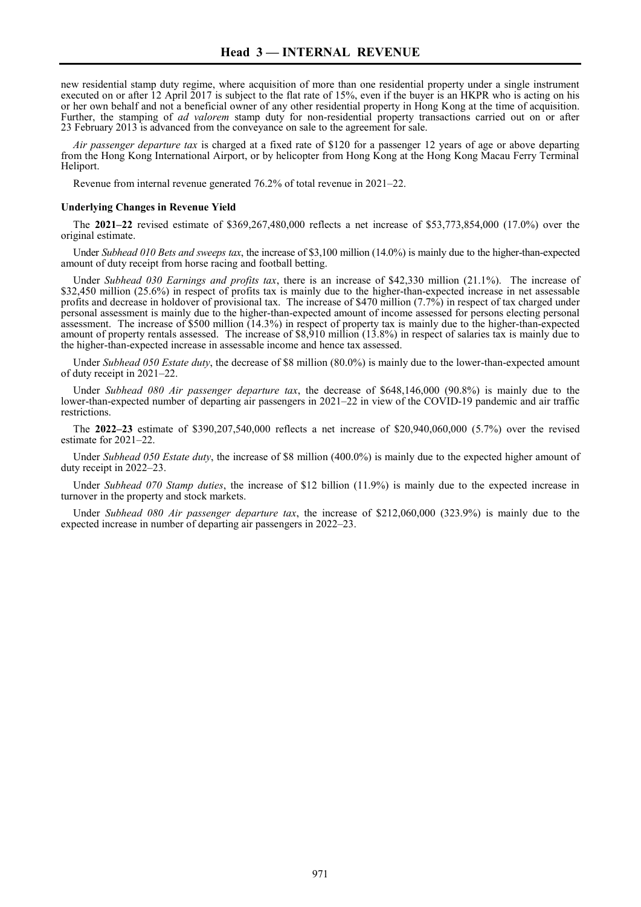new residential stamp duty regime, where acquisition of more than one residential property under a single instrument executed on or after 12 April 2017 is subject to the flat rate of 15%, even if the buyer is an HKPR who is acting on his or her own behalf and not a beneficial owner of any other residential property in Hong Kong at the time of acquisition. Further, the stamping of *ad valorem* stamp duty for non-residential property transactions carried out on or after 23 February 2013 is advanced from the conveyance on sale to the agreement for sale.

*Air passenger departure tax* is charged at a fixed rate of $120 for a passenger 12 years of age or above departing from the Hong Kong International Airport, or by helicopter from Hong Kong at the Hong Kong Macau Ferry Terminal Heliport.

Revenue from internal revenue generated 76.2% of total revenue in 2021–22.

**Underlying Changes in Revenue Yield**

The **2021–22** revised estimate of $369,267,480,000 reflects a net increase of $53,773,854,000 (17.0%) over the original estimate.

Under *Subhead 010 Bets and sweeps tax*, the increase of $3,100 million (14.0%) is mainly due to the higher-than-expected amount of duty receipt from horse racing and football betting.

Under *Subhead 030 Earnings and profits tax*, there is an increase of $42,330 million (21.1%). The increase of $32,450 million (25.6%) in respect of profits tax is mainly due to the higher-than-expected increase in net assessable profits and decrease in holdover of provisional tax. The increase of $470 million (7.7%) in respect of tax charged under personal assessment is mainly due to the higher-than-expected amount of income assessed for persons electing personal assessment. The increase of $500 million (14.3%) in respect of property tax is mainly due to the higher-than-expected amount of property rentals assessed. The increase of $8,910 million (13.8%) in respect of salaries tax is mainly due to the higher-than-expected increase in assessable income and hence tax assessed.

Under *Subhead 050 Estate duty*, the decrease of $8 million (80.0%) is mainly due to the lower-than-expected amount of duty receipt in 2021–22.

Under *Subhead 080 Air passenger departure tax*, the decrease of $648,146,000 (90.8%) is mainly due to the lower-than-expected number of departing air passengers in 2021–22 in view of the COVID-19 pandemic and air traffic restrictions.

The **2022–23** estimate of $390,207,540,000 reflects a net increase of $20,940,060,000 (5.7%) over the revised estimate for 2021–22.

Under *Subhead 050 Estate duty*, the increase of $8 million (400.0%) is mainly due to the expected higher amount of duty receipt in 2022–23.

Under *Subhead 070 Stamp duties*, the increase of $12 billion (11.9%) is mainly due to the expected increase in turnover in the property and stock markets.

Under *Subhead 080 Air passenger departure tax*, the increase of $212,060,000 (323.9%) is mainly due to the expected increase in number of departing air passengers in 2022–23.